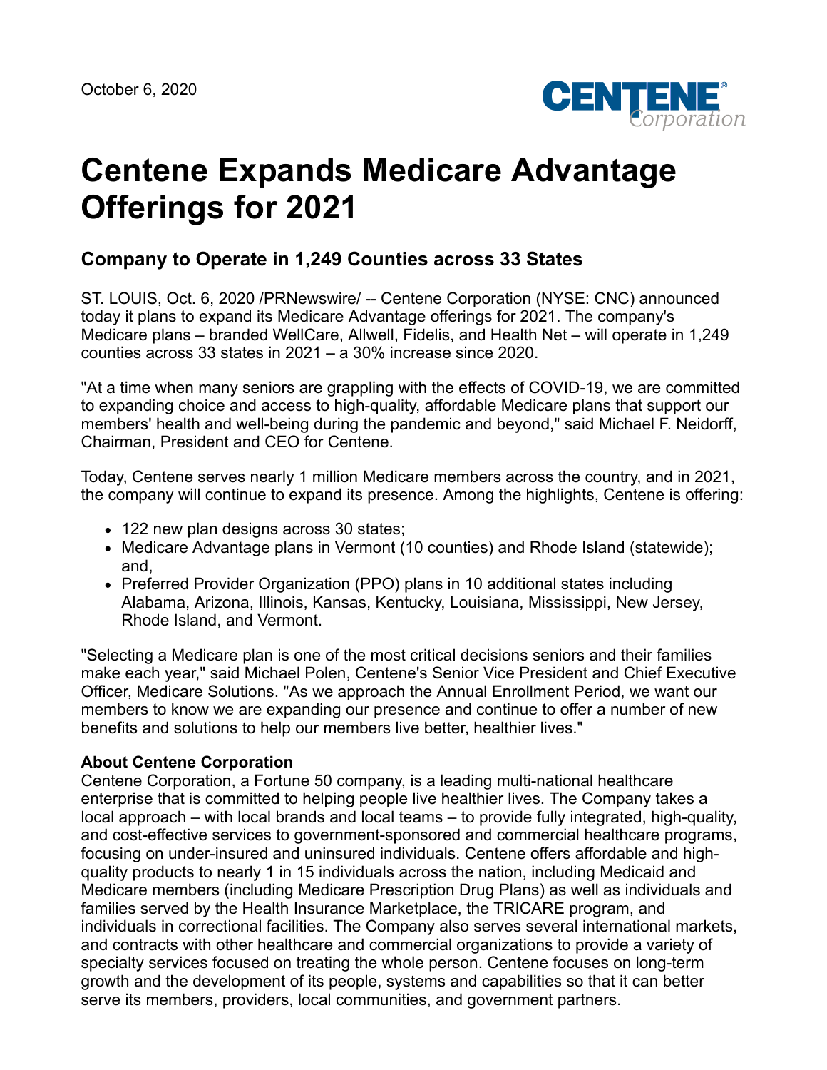October 6, 2020

# Centene Expands Medicare Advantage Offerings for 2021

## Company to Operate in 1,249 Counties across 33 States

ST. LOUIS, Oct. 6, 2020 /PRNewswire/ -- Centene Corporation (NYSE: CNC) announced today it plans to expand its Medicare Advantage offerings for 2021. The company's Medicare plans – branded WellCare, Allwell, Fidelis, and Health Net – will operate in 1,249 counties across 33 states in 2021 – a 30% increase since 2020.

"At a time when many seniors are grappling with the effects of COVID-19, we are committed to expanding choice and access to high-quality, affordable Medicare plans that support our members' health and well-being during the pandemic and beyond," said Michael F. Neidorff, Chairman, President and CEO for Centene.

Today, Centene serves nearly 1 million Medicare members across the country, and in 2021, the company will continue to expand its presence. Among the highlights, Centene is offering:

- 122 new plan designs across 30 states;
- Medicare Advantage plans in Vermont (10 counties) and Rhode Island (statewide); and,
- Preferred Provider Organization (PPO) plans in 10 additional states including Alabama, Arizona, Illinois, Kansas, Kentucky, Louisiana, Mississippi, New Jersey, Rhode Island, and Vermont.

"Selecting a Medicare plan is one of the most critical decisions seniors and their families make each year," said Michael Polen, Centene's Senior Vice President and Chief Executive Officer, Medicare Solutions. "As we approach the Annual Enrollment Period, we want our members to know we are expanding our presence and continue to offer a number of new benefits and solutions to help our members live better, healthier lives."

**About Centene Corporation**
Centene Corporation, a Fortune 50 company, is a leading multi-national healthcare enterprise that is committed to helping people live healthier lives. The Company takes a local approach – with local brands and local teams – to provide fully integrated, high-quality, and cost-effective services to government-sponsored and commercial healthcare programs, focusing on under-insured and uninsured individuals. Centene offers affordable and high-quality products to nearly 1 in 15 individuals across the nation, including Medicaid and Medicare members (including Medicare Prescription Drug Plans) as well as individuals and families served by the Health Insurance Marketplace, the TRICARE program, and individuals in correctional facilities. The Company also serves several international markets, and contracts with other healthcare and commercial organizations to provide a variety of specialty services focused on treating the whole person. Centene focuses on long-term growth and the development of its people, systems and capabilities so that it can better serve its members, providers, local communities, and government partners.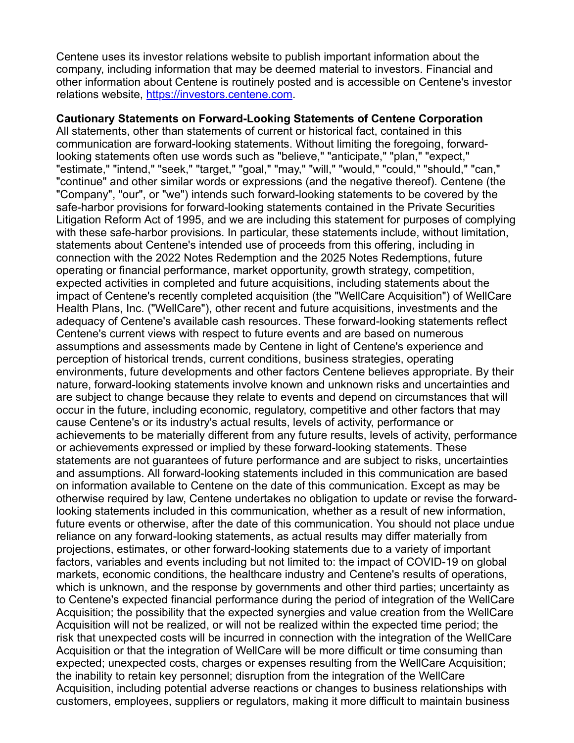Centene uses its investor relations website to publish important information about the company, including information that may be deemed material to investors. Financial and other information about Centene is routinely posted and is accessible on Centene's investor relations website, https://investors.centene.com.

**Cautionary Statements on Forward-Looking Statements of Centene Corporation**
All statements, other than statements of current or historical fact, contained in this communication are forward-looking statements. Without limiting the foregoing, forward-looking statements often use words such as "believe," "anticipate," "plan," "expect," "estimate," "intend," "seek," "target," "goal," "may," "will," "would," "could," "should," "can," "continue" and other similar words or expressions (and the negative thereof). Centene (the "Company", "our", or "we") intends such forward-looking statements to be covered by the safe-harbor provisions for forward-looking statements contained in the Private Securities Litigation Reform Act of 1995, and we are including this statement for purposes of complying with these safe-harbor provisions. In particular, these statements include, without limitation, statements about Centene's intended use of proceeds from this offering, including in connection with the 2022 Notes Redemption and the 2025 Notes Redemptions, future operating or financial performance, market opportunity, growth strategy, competition, expected activities in completed and future acquisitions, including statements about the impact of Centene's recently completed acquisition (the "WellCare Acquisition") of WellCare Health Plans, Inc. ("WellCare"), other recent and future acquisitions, investments and the adequacy of Centene's available cash resources. These forward-looking statements reflect Centene's current views with respect to future events and are based on numerous assumptions and assessments made by Centene in light of Centene's experience and perception of historical trends, current conditions, business strategies, operating environments, future developments and other factors Centene believes appropriate. By their nature, forward-looking statements involve known and unknown risks and uncertainties and are subject to change because they relate to events and depend on circumstances that will occur in the future, including economic, regulatory, competitive and other factors that may cause Centene's or its industry's actual results, levels of activity, performance or achievements to be materially different from any future results, levels of activity, performance or achievements expressed or implied by these forward-looking statements. These statements are not guarantees of future performance and are subject to risks, uncertainties and assumptions. All forward-looking statements included in this communication are based on information available to Centene on the date of this communication. Except as may be otherwise required by law, Centene undertakes no obligation to update or revise the forward-looking statements included in this communication, whether as a result of new information, future events or otherwise, after the date of this communication. You should not place undue reliance on any forward-looking statements, as actual results may differ materially from projections, estimates, or other forward-looking statements due to a variety of important factors, variables and events including but not limited to: the impact of COVID-19 on global markets, economic conditions, the healthcare industry and Centene's results of operations, which is unknown, and the response by governments and other third parties; uncertainty as to Centene's expected financial performance during the period of integration of the WellCare Acquisition; the possibility that the expected synergies and value creation from the WellCare Acquisition will not be realized, or will not be realized within the expected time period; the risk that unexpected costs will be incurred in connection with the integration of the WellCare Acquisition or that the integration of WellCare will be more difficult or time consuming than expected; unexpected costs, charges or expenses resulting from the WellCare Acquisition; the inability to retain key personnel; disruption from the integration of the WellCare Acquisition, including potential adverse reactions or changes to business relationships with customers, employees, suppliers or regulators, making it more difficult to maintain business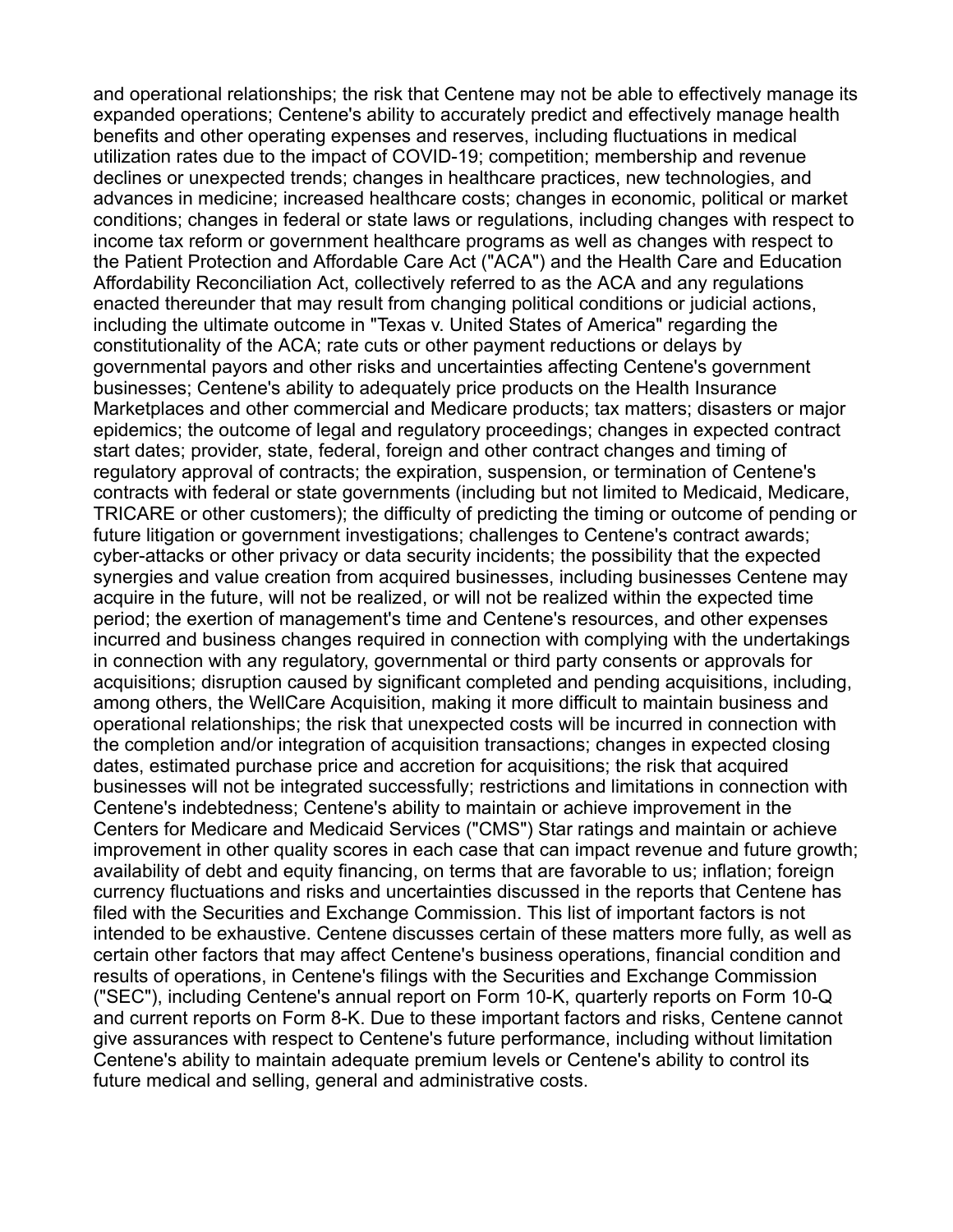and operational relationships; the risk that Centene may not be able to effectively manage its expanded operations; Centene's ability to accurately predict and effectively manage health benefits and other operating expenses and reserves, including fluctuations in medical utilization rates due to the impact of COVID-19; competition; membership and revenue declines or unexpected trends; changes in healthcare practices, new technologies, and advances in medicine; increased healthcare costs; changes in economic, political or market conditions; changes in federal or state laws or regulations, including changes with respect to income tax reform or government healthcare programs as well as changes with respect to the Patient Protection and Affordable Care Act ("ACA") and the Health Care and Education Affordability Reconciliation Act, collectively referred to as the ACA and any regulations enacted thereunder that may result from changing political conditions or judicial actions, including the ultimate outcome in "Texas v. United States of America" regarding the constitutionality of the ACA; rate cuts or other payment reductions or delays by governmental payors and other risks and uncertainties affecting Centene's government businesses; Centene's ability to adequately price products on the Health Insurance Marketplaces and other commercial and Medicare products; tax matters; disasters or major epidemics; the outcome of legal and regulatory proceedings; changes in expected contract start dates; provider, state, federal, foreign and other contract changes and timing of regulatory approval of contracts; the expiration, suspension, or termination of Centene's contracts with federal or state governments (including but not limited to Medicaid, Medicare, TRICARE or other customers); the difficulty of predicting the timing or outcome of pending or future litigation or government investigations; challenges to Centene's contract awards; cyber-attacks or other privacy or data security incidents; the possibility that the expected synergies and value creation from acquired businesses, including businesses Centene may acquire in the future, will not be realized, or will not be realized within the expected time period; the exertion of management's time and Centene's resources, and other expenses incurred and business changes required in connection with complying with the undertakings in connection with any regulatory, governmental or third party consents or approvals for acquisitions; disruption caused by significant completed and pending acquisitions, including, among others, the WellCare Acquisition, making it more difficult to maintain business and operational relationships; the risk that unexpected costs will be incurred in connection with the completion and/or integration of acquisition transactions; changes in expected closing dates, estimated purchase price and accretion for acquisitions; the risk that acquired businesses will not be integrated successfully; restrictions and limitations in connection with Centene's indebtedness; Centene's ability to maintain or achieve improvement in the Centers for Medicare and Medicaid Services ("CMS") Star ratings and maintain or achieve improvement in other quality scores in each case that can impact revenue and future growth; availability of debt and equity financing, on terms that are favorable to us; inflation; foreign currency fluctuations and risks and uncertainties discussed in the reports that Centene has filed with the Securities and Exchange Commission. This list of important factors is not intended to be exhaustive. Centene discusses certain of these matters more fully, as well as certain other factors that may affect Centene's business operations, financial condition and results of operations, in Centene's filings with the Securities and Exchange Commission ("SEC"), including Centene's annual report on Form 10-K, quarterly reports on Form 10-Q and current reports on Form 8-K. Due to these important factors and risks, Centene cannot give assurances with respect to Centene's future performance, including without limitation Centene's ability to maintain adequate premium levels or Centene's ability to control its future medical and selling, general and administrative costs.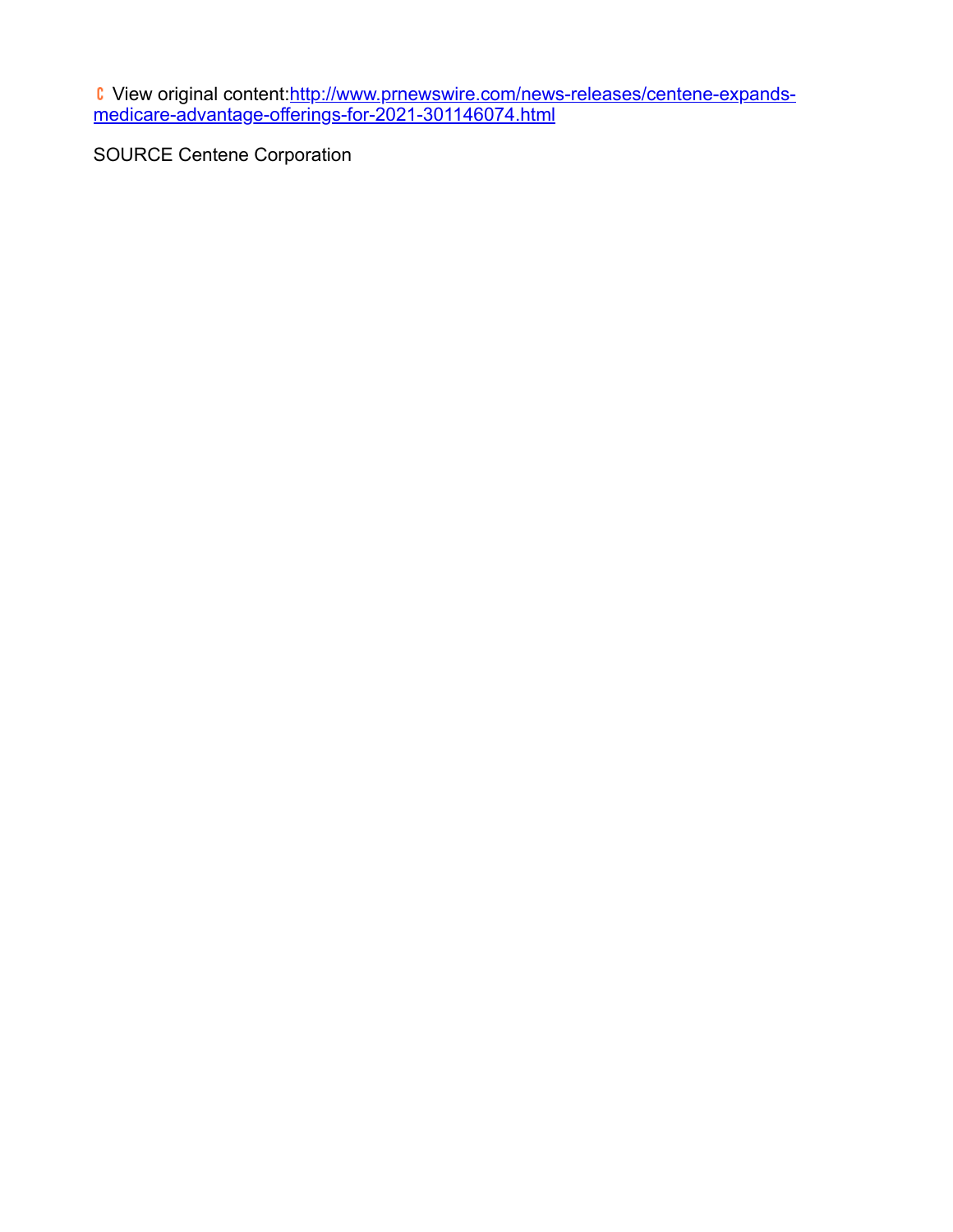View original content:http://www.prnewswire.com/news-releases/centene-expands-medicare-advantage-offerings-for-2021-301146074.html

SOURCE Centene Corporation